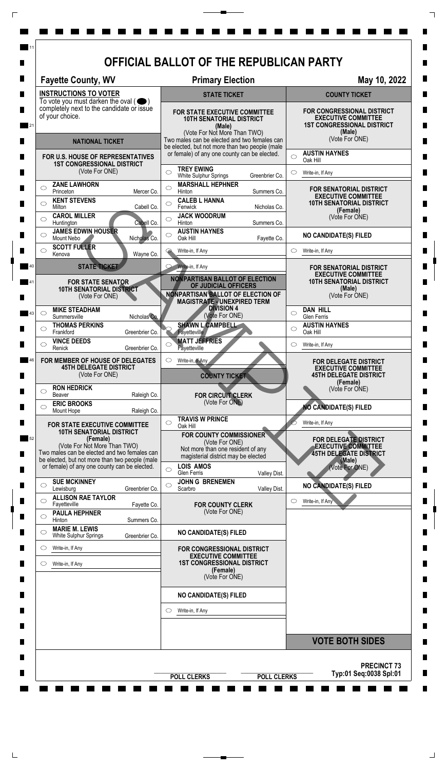# OFFICIAL BALLOT OF THE REPUBLICAN PARTY

**Fayette County, WV** — **Primary Election** — **May 10, 2022**

## INSTRUCTIONS TO VOTER

To vote you must darken the oval ( ⬬ ) completely next to the candidate or issue of your choice.

## NATIONAL TICKET

### FOR U.S. HOUSE OF REPRESENTATIVES 1ST CONGRESSIONAL DISTRICT
(Vote For ONE)

- ○ **ZANE LAWHORN** — Princeton, Mercer Co.
- ○ **KENT STEVENS** — Milton, Cabell Co.
- ○ **CAROL MILLER** — Huntington, Cabell Co.
- ○ **JAMES EDWIN HOUSER** — Mount Nebo, Nicholas Co.
- ○ **SCOTT FULLER** — Kenova, Wayne Co.

## STATE TICKET

### FOR STATE SENATOR 10TH SENATORIAL DISTRICT
(Vote For ONE)

- ○ **MIKE STEADHAM** — Summersville, Nicholas Co.
- ○ **THOMAS PERKINS** — Frankford, Greenbrier Co.
- ○ **VINCE DEEDS** — Renick, Greenbrier Co.

### FOR MEMBER OF HOUSE OF DELEGATES 45TH DELEGATE DISTRICT
(Vote For ONE)

- ○ **RON HEDRICK** — Beaver, Raleigh Co.
- ○ **ERIC BROOKS** — Mount Hope, Raleigh Co.

### FOR STATE EXECUTIVE COMMITTEE 10TH SENATORIAL DISTRICT (Female)
(Vote For Not More Than TWO)
Two males can be elected and two females can be elected, but not more than two people (male or female) of any one county can be elected.

- ○ **SUE MCKINNEY** — Lewisburg, Greenbrier Co.
- ○ **ALLISON RAE TAYLOR** — Fayetteville, Fayette Co.
- ○ **PAULA HEPHNER** — Hinton, Summers Co.
- ○ **MARIE M. LEWIS** — White Sulphur Springs, Greenbrier Co.
- ○ Write-in, If Any
- ○ Write-in, If Any

## STATE TICKET

### FOR STATE EXECUTIVE COMMITTEE 10TH SENATORIAL DISTRICT (Male)
(Vote For Not More Than TWO)
Two males can be elected and two females can be elected, but not more than two people (male or female) of any one county can be elected.

- ○ **TREY EWING** — White Sulphur Springs, Greenbrier Co.
- ○ **MARSHALL HEPHNER** — Hinton, Summers Co.
- ○ **CALEB L HANNA** — Fenwick, Nicholas Co.
- ○ **JACK WOODRUM** — Hinton, Summers Co.
- ○ **AUSTIN HAYNES** — Oak Hill, Fayette Co.
- ○ Write-in, If Any
- ○ Write-in, If Any

## NONPARTISAN BALLOT OF ELECTION OF JUDICIAL OFFICERS

### NONPARTISAN BALLOT OF ELECTION OF MAGISTRATE - UNEXPIRED TERM DIVISION 4
(Vote For ONE)

- ○ **SHAWN L CAMPBELL** — Fayetteville
- ○ **MATT JEFFRIES** — Fayetteville
- ○ Write-in, If Any

## COUNTY TICKET

### FOR CIRCUIT CLERK
(Vote For ONE)

- ○ **TRAVIS W PRINCE** — Oak Hill

### FOR COUNTY COMMISSIONER
(Vote For ONE)
Not more than one resident of any magisterial district may be elected

- ○ **LOIS AMOS** — Glen Ferris, Valley Dist.
- ○ **JOHN G BRENEMEN** — Scarbro, Valley Dist.

### FOR COUNTY CLERK
(Vote For ONE)

**NO CANDIDATE(S) FILED**

### FOR CONGRESSIONAL DISTRICT EXECUTIVE COMMITTEE 1ST CONGRESSIONAL DISTRICT (Female)
(Vote For ONE)

**NO CANDIDATE(S) FILED**

- ○ Write-in, If Any

## COUNTY TICKET

### FOR CONGRESSIONAL DISTRICT EXECUTIVE COMMITTEE 1ST CONGRESSIONAL DISTRICT (Male)
(Vote For ONE)

- ○ **AUSTIN HAYNES** — Oak Hill
- ○ Write-in, If Any

### FOR SENATORIAL DISTRICT EXECUTIVE COMMITTEE 10TH SENATORIAL DISTRICT (Female)
(Vote For ONE)

**NO CANDIDATE(S) FILED**

- ○ Write-in, If Any

### FOR SENATORIAL DISTRICT EXECUTIVE COMMITTEE 10TH SENATORIAL DISTRICT (Male)
(Vote For ONE)

- ○ **DAN HILL** — Glen Ferris
- ○ **AUSTIN HAYNES** — Oak Hill
- ○ Write-in, If Any

### FOR DELEGATE DISTRICT EXECUTIVE COMMITTEE 45TH DELEGATE DISTRICT (Female)
(Vote For ONE)

**NO CANDIDATE(S) FILED**

- ○ Write-in, If Any

### FOR DELEGATE DISTRICT EXECUTIVE COMMITTEE 45TH DELEGATE DISTRICT (Male)
(Vote For ONE)

**NO CANDIDATE(S) FILED**

- ○ Write-in, If Any

**VOTE BOTH SIDES**

POLL CLERKS — POLL CLERKS

**PRECINCT 73**
**Typ:01 Seq:0038 Spl:01**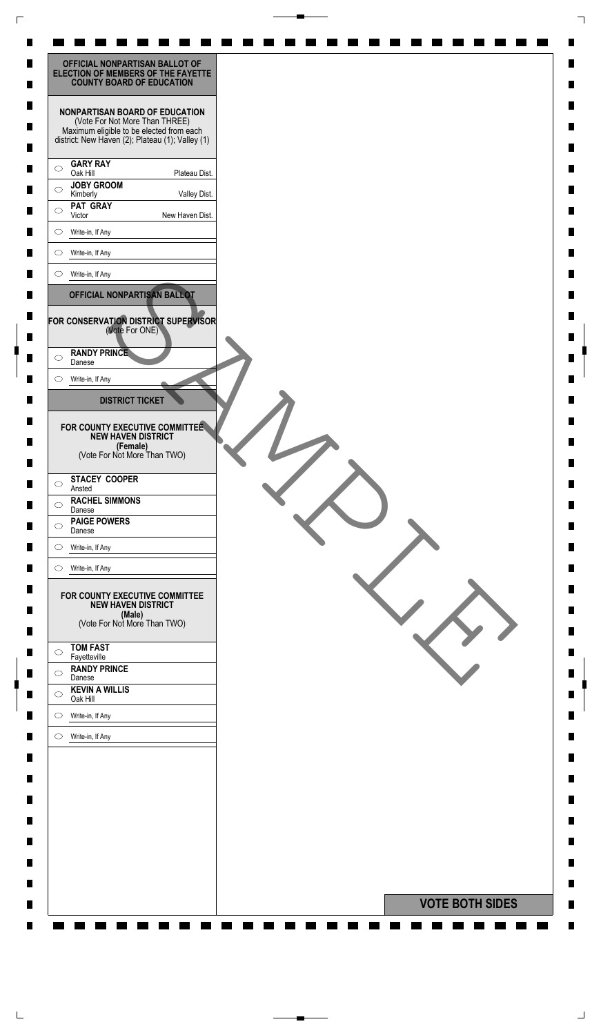## OFFICIAL NONPARTISAN BALLOT OF ELECTION OF MEMBERS OF THE FAYETTE COUNTY BOARD OF EDUCATION

### NONPARTISAN BOARD OF EDUCATION

(Vote For Not More Than THREE)
Maximum eligible to be elected from each district: New Haven (2); Plateau (1); Valley (1)

- ○ **GARY RAY** — Oak Hill — Plateau Dist.
- ○ **JOBY GROOM** — Kimberly — Valley Dist.
- ○ **PAT GRAY** — Victor — New Haven Dist.
- ○ Write-in, If Any
- ○ Write-in, If Any
- ○ Write-in, If Any

## OFFICIAL NONPARTISAN BALLOT

### FOR CONSERVATION DISTRICT SUPERVISOR

(Vote For ONE)

- ○ **RANDY PRINCE** — Danese
- ○ Write-in, If Any

## DISTRICT TICKET

### FOR COUNTY EXECUTIVE COMMITTEE NEW HAVEN DISTRICT (Female)

(Vote For Not More Than TWO)

- ○ **STACEY COOPER** — Ansted
- ○ **RACHEL SIMMONS** — Danese
- ○ **PAIGE POWERS** — Danese
- ○ Write-in, If Any
- ○ Write-in, If Any

### FOR COUNTY EXECUTIVE COMMITTEE NEW HAVEN DISTRICT (Male)

(Vote For Not More Than TWO)

- ○ **TOM FAST** — Fayetteville
- ○ **RANDY PRINCE** — Danese
- ○ **KEVIN A WILLIS** — Oak Hill
- ○ Write-in, If Any
- ○ Write-in, If Any

SAMPLE

**VOTE BOTH SIDES**